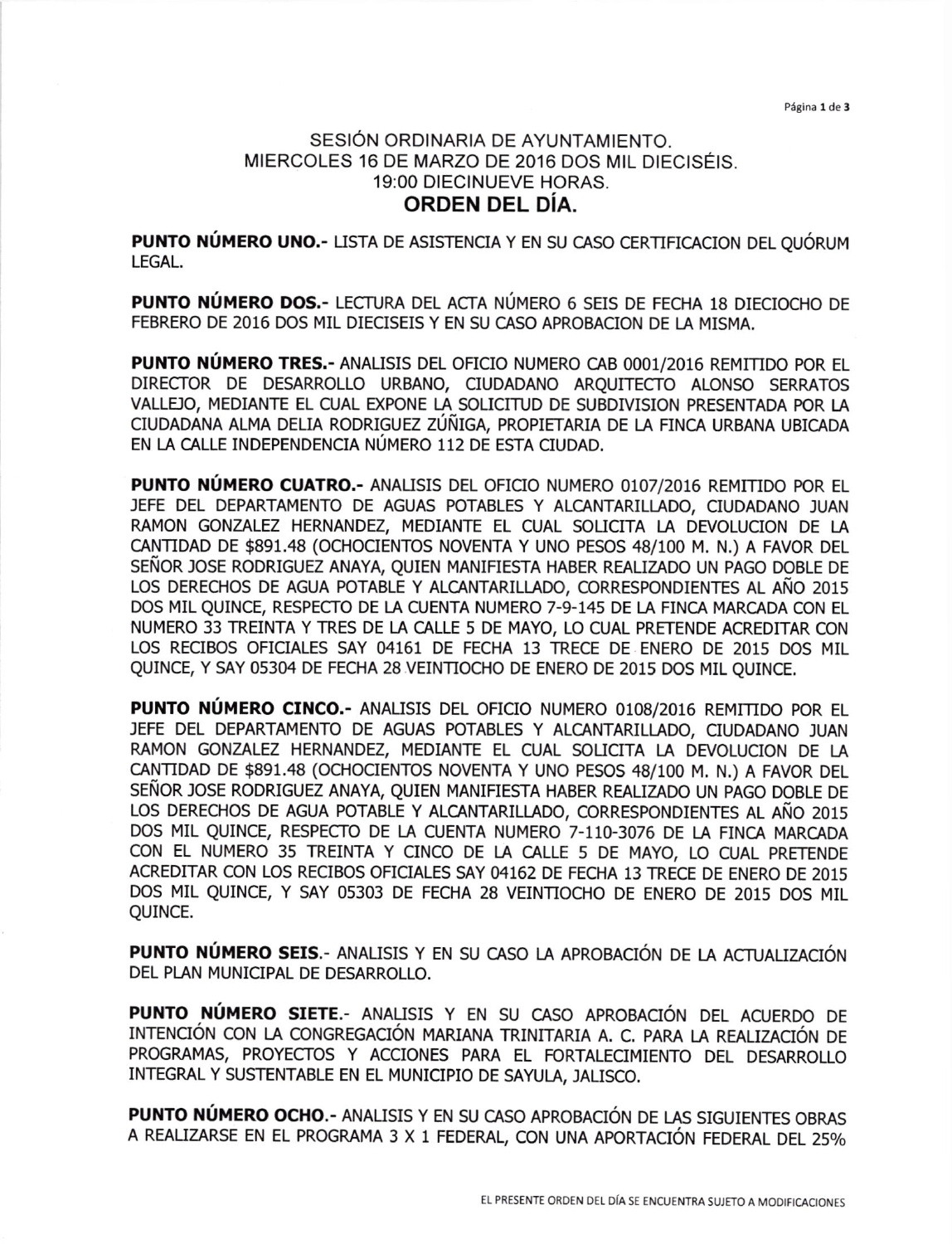SESIÓN ORDINARIA DE AYUNTAMIENTO.
MIERCOLES 16 DE MARZO DE 2016 DOS MIL DIECISÉIS.
19:00 DIECINUEVE HORAS.

# ORDEN DEL DÍA.

**PUNTO NÚMERO UNO.-** LISTA DE ASISTENCIA Y EN SU CASO CERTIFICACION DEL QUÓRUM LEGAL.

**PUNTO NÚMERO DOS.-** LECTURA DEL ACTA NÚMERO 6 SEIS DE FECHA 18 DIECIOCHO DE FEBRERO DE 2016 DOS MIL DIECISEIS Y EN SU CASO APROBACION DE LA MISMA.

**PUNTO NÚMERO TRES.-** ANALISIS DEL OFICIO NUMERO CAB 0001/2016 REMITIDO POR EL DIRECTOR DE DESARROLLO URBANO, CIUDADANO ARQUITECTO ALONSO SERRATOS VALLEJO, MEDIANTE EL CUAL EXPONE LA SOLICITUD DE SUBDIVISION PRESENTADA POR LA CIUDADANA ALMA DELIA RODRIGUEZ ZÚÑIGA, PROPIETARIA DE LA FINCA URBANA UBICADA EN LA CALLE INDEPENDENCIA NÚMERO 112 DE ESTA CIUDAD.

**PUNTO NÚMERO CUATRO.-** ANALISIS DEL OFICIO NUMERO 0107/2016 REMITIDO POR EL JEFE DEL DEPARTAMENTO DE AGUAS POTABLES Y ALCANTARILLADO, CIUDADANO JUAN RAMON GONZALEZ HERNANDEZ, MEDIANTE EL CUAL SOLICITA LA DEVOLUCION DE LA CANTIDAD DE $891.48 (OCHOCIENTOS NOVENTA Y UNO PESOS 48/100 M. N.) A FAVOR DEL SEÑOR JOSE RODRIGUEZ ANAYA, QUIEN MANIFIESTA HABER REALIZADO UN PAGO DOBLE DE LOS DERECHOS DE AGUA POTABLE Y ALCANTARILLADO, CORRESPONDIENTES AL AÑO 2015 DOS MIL QUINCE, RESPECTO DE LA CUENTA NUMERO 7-9-145 DE LA FINCA MARCADA CON EL NUMERO 33 TREINTA Y TRES DE LA CALLE 5 DE MAYO, LO CUAL PRETENDE ACREDITAR CON LOS RECIBOS OFICIALES SAY 04161 DE FECHA 13 TRECE DE ENERO DE 2015 DOS MIL QUINCE, Y SAY 05304 DE FECHA 28 VEINTIOCHO DE ENERO DE 2015 DOS MIL QUINCE.

**PUNTO NÚMERO CINCO.-** ANALISIS DEL OFICIO NUMERO 0108/2016 REMITIDO POR EL JEFE DEL DEPARTAMENTO DE AGUAS POTABLES Y ALCANTARILLADO, CIUDADANO JUAN RAMON GONZALEZ HERNANDEZ, MEDIANTE EL CUAL SOLICITA LA DEVOLUCION DE LA CANTIDAD DE $891.48 (OCHOCIENTOS NOVENTA Y UNO PESOS 48/100 M. N.) A FAVOR DEL SEÑOR JOSE RODRIGUEZ ANAYA, QUIEN MANIFIESTA HABER REALIZADO UN PAGO DOBLE DE LOS DERECHOS DE AGUA POTABLE Y ALCANTARILLADO, CORRESPONDIENTES AL AÑO 2015 DOS MIL QUINCE, RESPECTO DE LA CUENTA NUMERO 7-110-3076 DE LA FINCA MARCADA CON EL NUMERO 35 TREINTA Y CINCO DE LA CALLE 5 DE MAYO, LO CUAL PRETENDE ACREDITAR CON LOS RECIBOS OFICIALES SAY 04162 DE FECHA 13 TRECE DE ENERO DE 2015 DOS MIL QUINCE, Y SAY 05303 DE FECHA 28 VEINTIOCHO DE ENERO DE 2015 DOS MIL QUINCE.

**PUNTO NÚMERO SEIS.-** ANALISIS Y EN SU CASO LA APROBACIÓN DE LA ACTUALIZACIÓN DEL PLAN MUNICIPAL DE DESARROLLO.

**PUNTO NÚMERO SIETE.-** ANALISIS Y EN SU CASO APROBACIÓN DEL ACUERDO DE INTENCIÓN CON LA CONGREGACIÓN MARIANA TRINITARIA A. C. PARA LA REALIZACIÓN DE PROGRAMAS, PROYECTOS Y ACCIONES PARA EL FORTALECIMIENTO DEL DESARROLLO INTEGRAL Y SUSTENTABLE EN EL MUNICIPIO DE SAYULA, JALISCO.

**PUNTO NÚMERO OCHO.-** ANALISIS Y EN SU CASO APROBACIÓN DE LAS SIGUIENTES OBRAS A REALIZARSE EN EL PROGRAMA 3 X 1 FEDERAL, CON UNA APORTACIÓN FEDERAL DEL 25%

EL PRESENTE ORDEN DEL DÍA SE ENCUENTRA SUJETO A MODIFICACIONES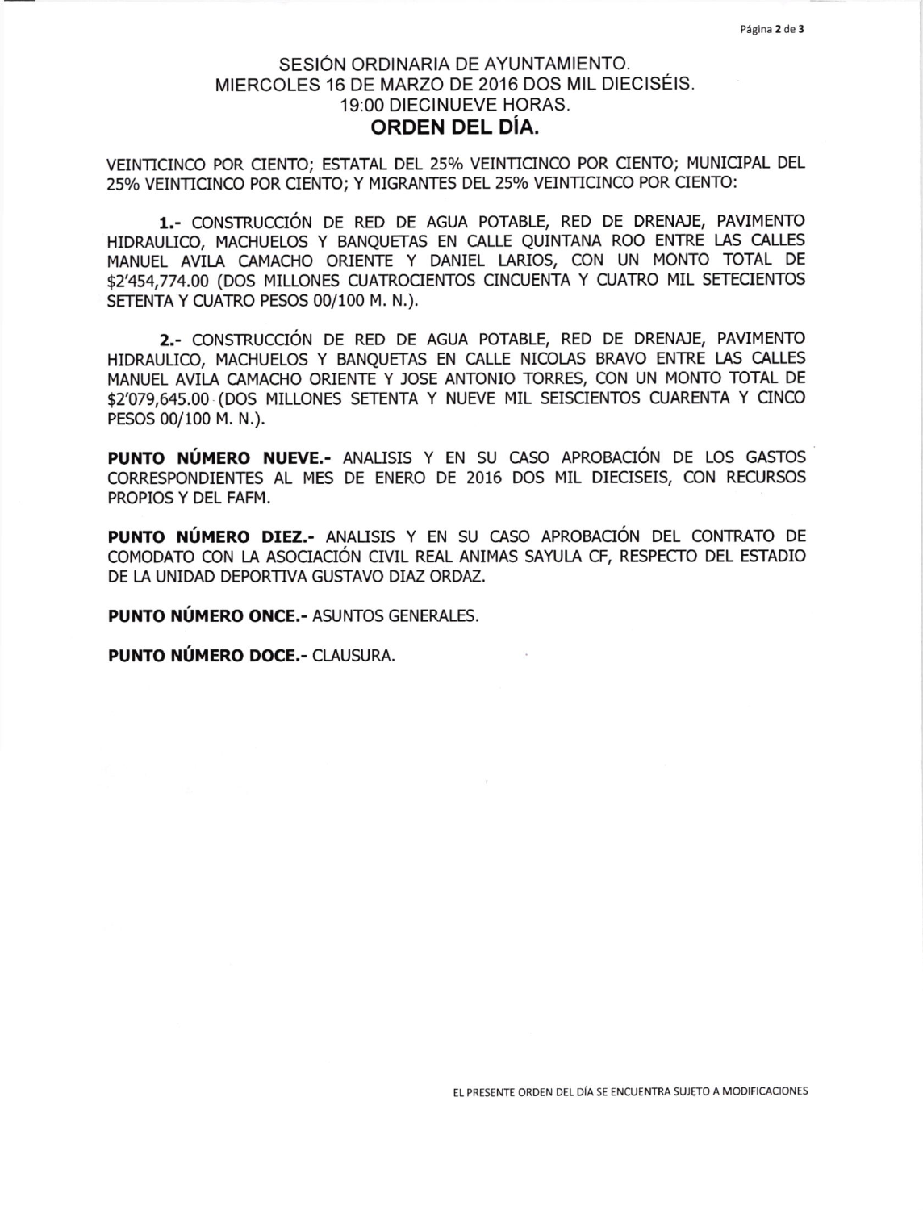SESIÓN ORDINARIA DE AYUNTAMIENTO.
MIERCOLES 16 DE MARZO DE 2016 DOS MIL DIECISÉIS.
19:00 DIECINUEVE HORAS.

## ORDEN DEL DÍA.

VEINTICINCO POR CIENTO; ESTATAL DEL 25% VEINTICINCO POR CIENTO; MUNICIPAL DEL 25% VEINTICINCO POR CIENTO; Y MIGRANTES DEL 25% VEINTICINCO POR CIENTO:

**1.-** CONSTRUCCIÓN DE RED DE AGUA POTABLE, RED DE DRENAJE, PAVIMENTO HIDRAULICO, MACHUELOS Y BANQUETAS EN CALLE QUINTANA ROO ENTRE LAS CALLES MANUEL AVILA CAMACHO ORIENTE Y DANIEL LARIOS, CON UN MONTO TOTAL DE $2'454,774.00 (DOS MILLONES CUATROCIENTOS CINCUENTA Y CUATRO MIL SETECIENTOS SETENTA Y CUATRO PESOS 00/100 M. N.).

**2.-** CONSTRUCCIÓN DE RED DE AGUA POTABLE, RED DE DRENAJE, PAVIMENTO HIDRAULICO, MACHUELOS Y BANQUETAS EN CALLE NICOLAS BRAVO ENTRE LAS CALLES MANUEL AVILA CAMACHO ORIENTE Y JOSE ANTONIO TORRES, CON UN MONTO TOTAL DE $2'079,645.00 (DOS MILLONES SETENTA Y NUEVE MIL SEISCIENTOS CUARENTA Y CINCO PESOS 00/100 M. N.).

**PUNTO NÚMERO NUEVE.-** ANALISIS Y EN SU CASO APROBACIÓN DE LOS GASTOS CORRESPONDIENTES AL MES DE ENERO DE 2016 DOS MIL DIECISEIS, CON RECURSOS PROPIOS Y DEL FAFM.

**PUNTO NÚMERO DIEZ.-** ANALISIS Y EN SU CASO APROBACIÓN DEL CONTRATO DE COMODATO CON LA ASOCIACIÓN CIVIL REAL ANIMAS SAYULA CF, RESPECTO DEL ESTADIO DE LA UNIDAD DEPORTIVA GUSTAVO DIAZ ORDAZ.

**PUNTO NÚMERO ONCE.-** ASUNTOS GENERALES.

**PUNTO NÚMERO DOCE.-** CLAUSURA.

EL PRESENTE ORDEN DEL DÍA SE ENCUENTRA SUJETO A MODIFICACIONES